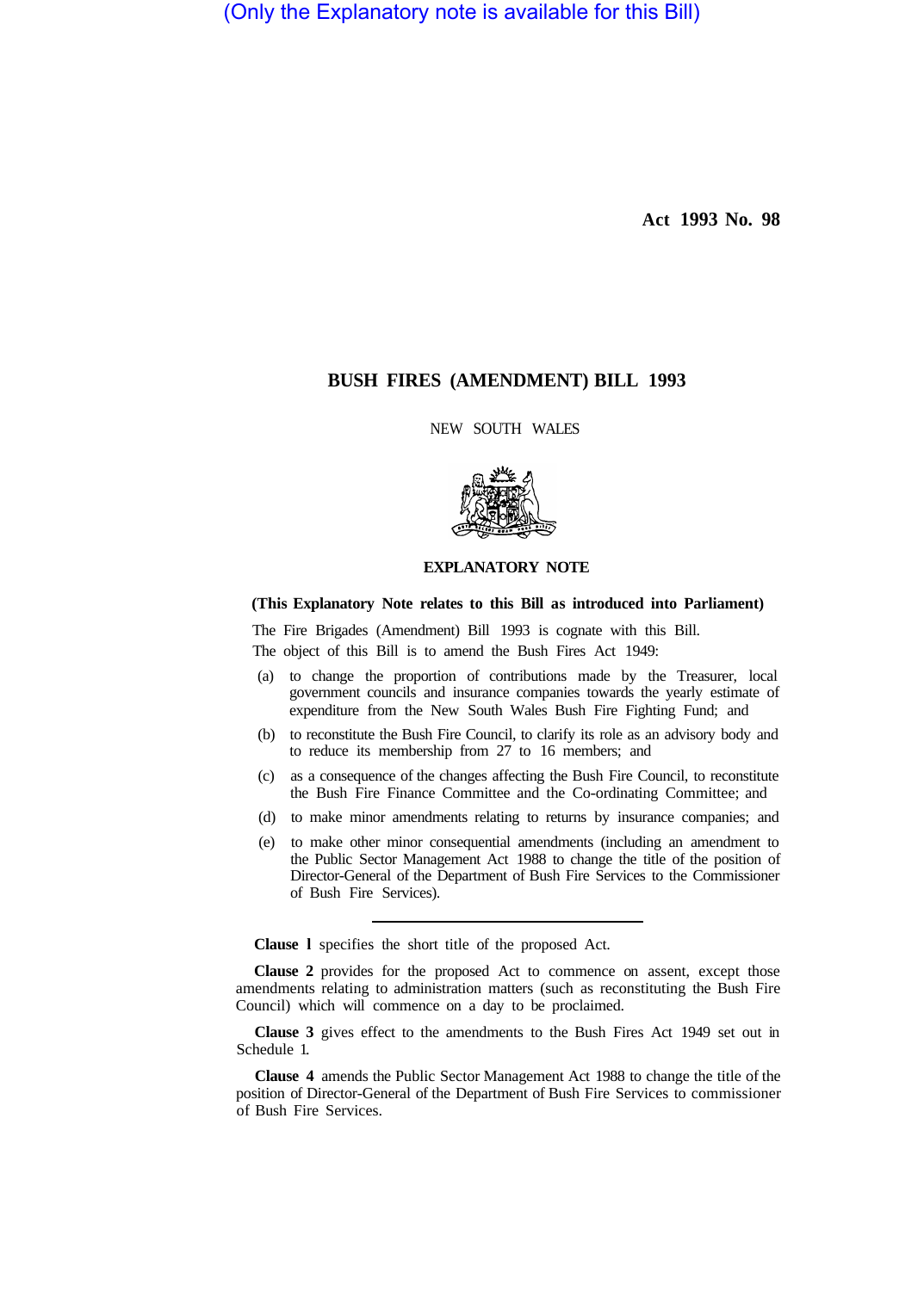(Only the Explanatory note is available for this Bill)

Act 1993 No. 98

# BUSH FIRES (AMENDMENT) BILL 1993

NEW SOUTH WALES

## EXPLANATORY NOTE

**(This Explanatory Note relates to this Bill as introduced into Parliament)**

The Fire Brigades (Amendment) Bill 1993 is cognate with this Bill.

The object of this Bill is to amend the Bush Fires Act 1949:

(a) to change the proportion of contributions made by the Treasurer, local government councils and insurance companies towards the yearly estimate of expenditure from the New South Wales Bush Fire Fighting Fund; and

(b) to reconstitute the Bush Fire Council, to clarify its role as an advisory body and to reduce its membership from 27 to 16 members; and

(c) as a consequence of the changes affecting the Bush Fire Council, to reconstitute the Bush Fire Finance Committee and the Co-ordinating Committee; and

(d) to make minor amendments relating to returns by insurance companies; and

(e) to make other minor consequential amendments (including an amendment to the Public Sector Management Act 1988 to change the title of the position of Director-General of the Department of Bush Fire Services to the Commissioner of Bush Fire Services).

---

**Clause 1** specifies the short title of the proposed Act.

**Clause 2** provides for the proposed Act to commence on assent, except those amendments relating to administration matters (such as reconstituting the Bush Fire Council) which will commence on a day to be proclaimed.

**Clause 3** gives effect to the amendments to the Bush Fires Act 1949 set out in Schedule 1.

**Clause 4** amends the Public Sector Management Act 1988 to change the title of the position of Director-General of the Department of Bush Fire Services to commissioner of Bush Fire Services.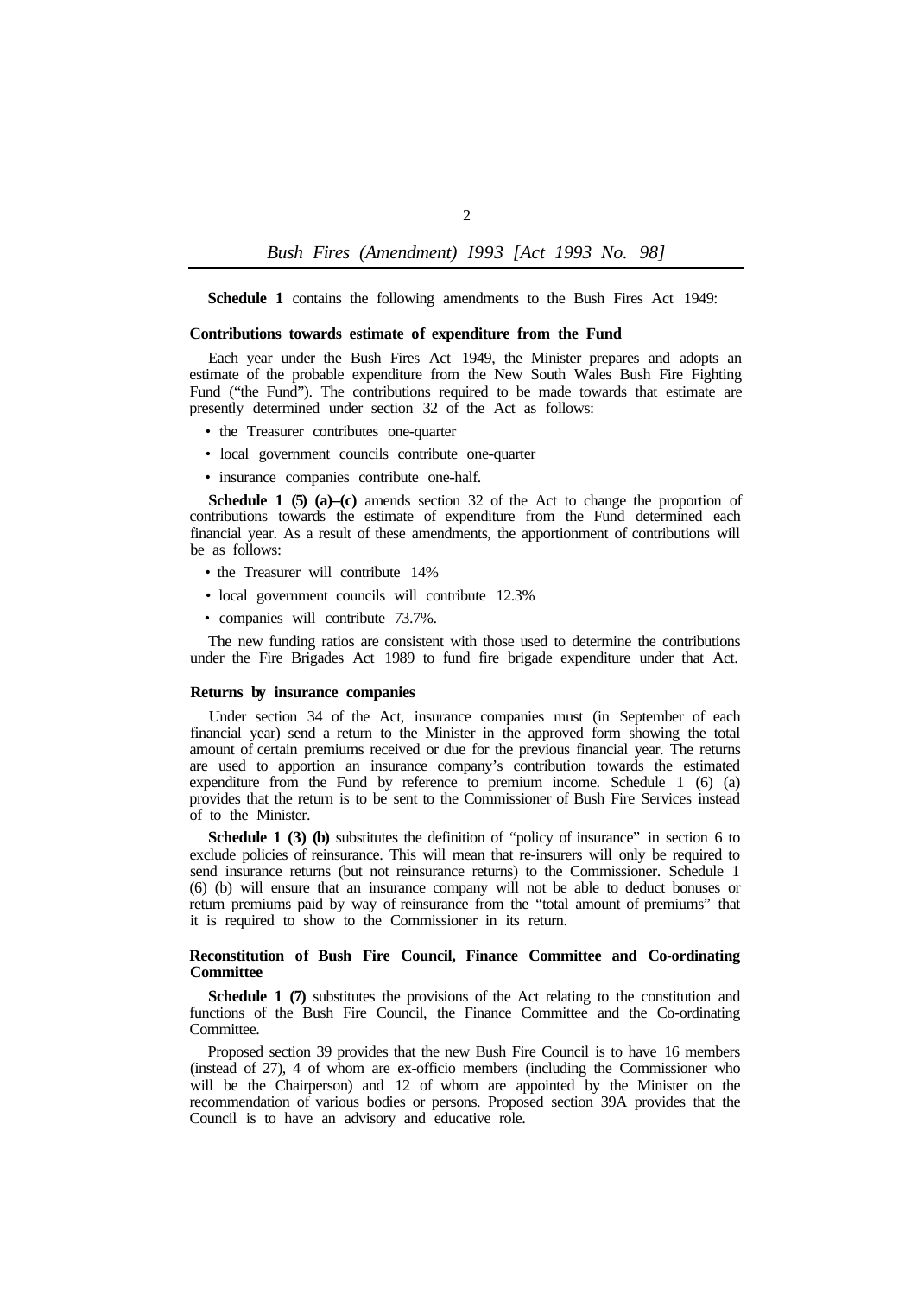**Schedule 1** contains the following amendments to the Bush Fires Act 1949:

### Contributions towards estimate of expenditure from the Fund

Each year under the Bush Fires Act 1949, the Minister prepares and adopts an estimate of the probable expenditure from the New South Wales Bush Fire Fighting Fund ("the Fund"). The contributions required to be made towards that estimate are presently determined under section 32 of the Act as follows:

- the Treasurer contributes one-quarter
- local government councils contribute one-quarter
- insurance companies contribute one-half.

**Schedule 1 (5) (a)–(c)** amends section 32 of the Act to change the proportion of contributions towards the estimate of expenditure from the Fund determined each financial year. As a result of these amendments, the apportionment of contributions will be as follows:

- the Treasurer will contribute 14%
- local government councils will contribute 12.3%
- companies will contribute 73.7%.

The new funding ratios are consistent with those used to determine the contributions under the Fire Brigades Act 1989 to fund fire brigade expenditure under that Act.

### Returns by insurance companies

Under section 34 of the Act, insurance companies must (in September of each financial year) send a return to the Minister in the approved form showing the total amount of certain premiums received or due for the previous financial year. The returns are used to apportion an insurance company's contribution towards the estimated expenditure from the Fund by reference to premium income. Schedule 1 (6) (a) provides that the return is to be sent to the Commissioner of Bush Fire Services instead of to the Minister.

**Schedule 1 (3) (b)** substitutes the definition of "policy of insurance" in section 6 to exclude policies of reinsurance. This will mean that re-insurers will only be required to send insurance returns (but not reinsurance returns) to the Commissioner. Schedule 1 (6) (b) will ensure that an insurance company will not be able to deduct bonuses or return premiums paid by way of reinsurance from the "total amount of premiums" that it is required to show to the Commissioner in its return.

### Reconstitution of Bush Fire Council, Finance Committee and Co-ordinating Committee

**Schedule 1 (7)** substitutes the provisions of the Act relating to the constitution and functions of the Bush Fire Council, the Finance Committee and the Co-ordinating Committee.

Proposed section 39 provides that the new Bush Fire Council is to have 16 members (instead of 27), 4 of whom are ex-officio members (including the Commissioner who will be the Chairperson) and 12 of whom are appointed by the Minister on the recommendation of various bodies or persons. Proposed section 39A provides that the Council is to have an advisory and educative role.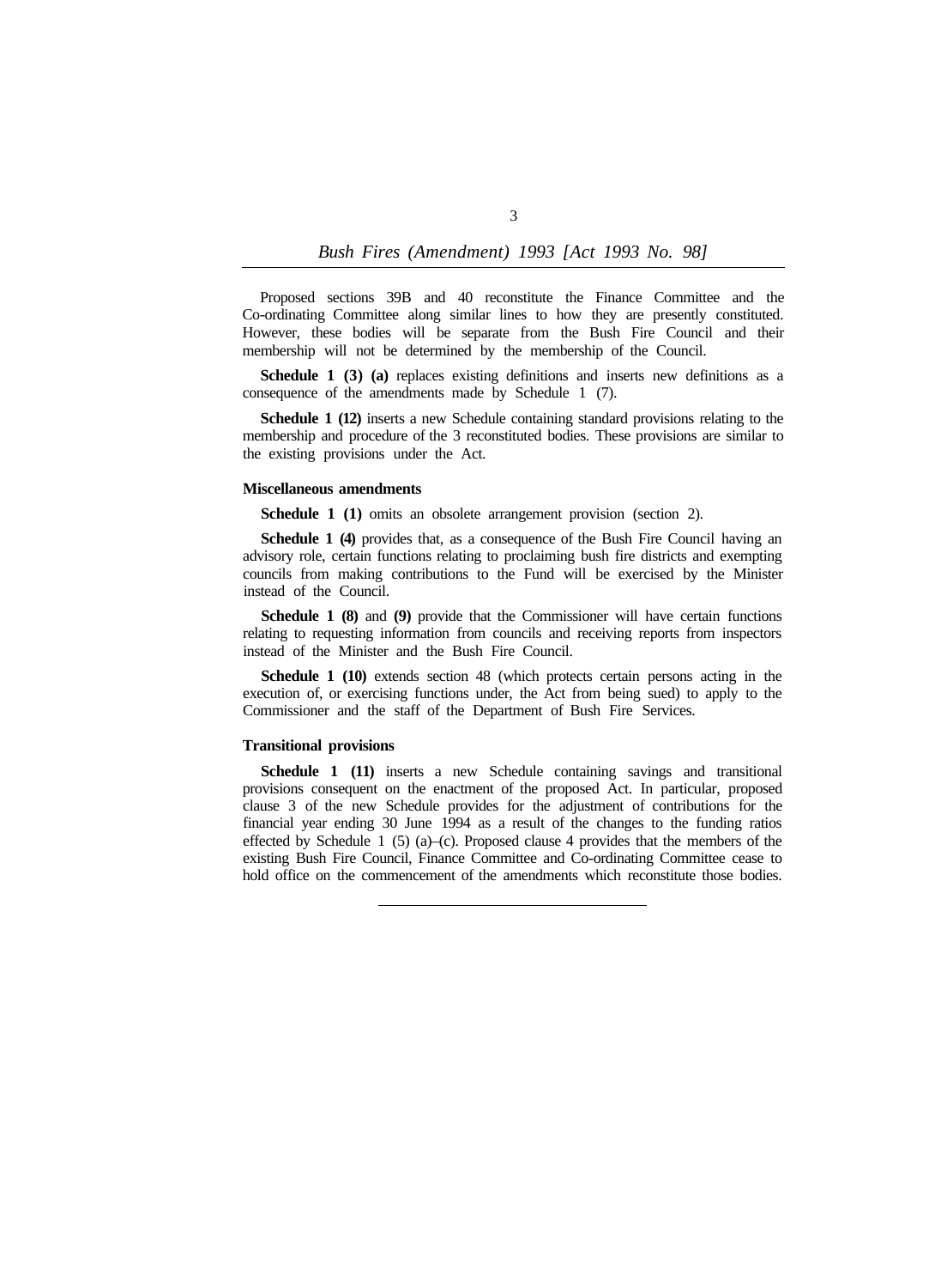Proposed sections 39B and 40 reconstitute the Finance Committee and the Co-ordinating Committee along similar lines to how they are presently constituted. However, these bodies will be separate from the Bush Fire Council and their membership will not be determined by the membership of the Council.

**Schedule 1 (3) (a)** replaces existing definitions and inserts new definitions as a consequence of the amendments made by Schedule 1 (7).

**Schedule 1 (12)** inserts a new Schedule containing standard provisions relating to the membership and procedure of the 3 reconstituted bodies. These provisions are similar to the existing provisions under the Act.

#### Miscellaneous amendments

**Schedule 1 (1)** omits an obsolete arrangement provision (section 2).

**Schedule 1 (4)** provides that, as a consequence of the Bush Fire Council having an advisory role, certain functions relating to proclaiming bush fire districts and exempting councils from making contributions to the Fund will be exercised by the Minister instead of the Council.

**Schedule 1 (8)** and **(9)** provide that the Commissioner will have certain functions relating to requesting information from councils and receiving reports from inspectors instead of the Minister and the Bush Fire Council.

**Schedule 1 (10)** extends section 48 (which protects certain persons acting in the execution of, or exercising functions under, the Act from being sued) to apply to the Commissioner and the staff of the Department of Bush Fire Services.

#### Transitional provisions

**Schedule 1 (11)** inserts a new Schedule containing savings and transitional provisions consequent on the enactment of the proposed Act. In particular, proposed clause 3 of the new Schedule provides for the adjustment of contributions for the financial year ending 30 June 1994 as a result of the changes to the funding ratios effected by Schedule 1 (5) (a)–(c). Proposed clause 4 provides that the members of the existing Bush Fire Council, Finance Committee and Co-ordinating Committee cease to hold office on the commencement of the amendments which reconstitute those bodies.